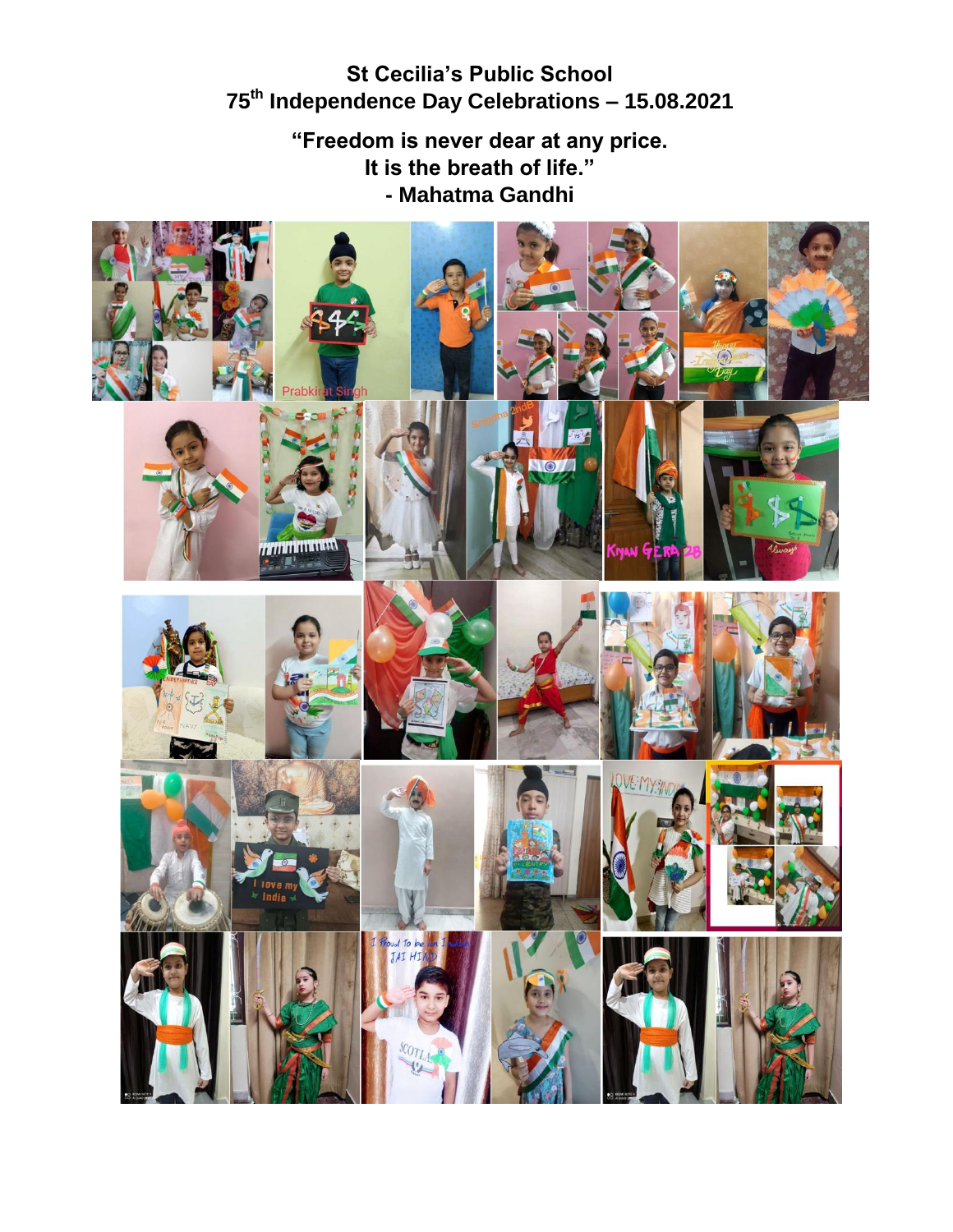# St Cecilia's Public School
## 75th Independence Day Celebrations – 15.08.2021

**"Freedom is never dear at any price.**
**It is the breath of life."**
**- Mahatma Gandhi**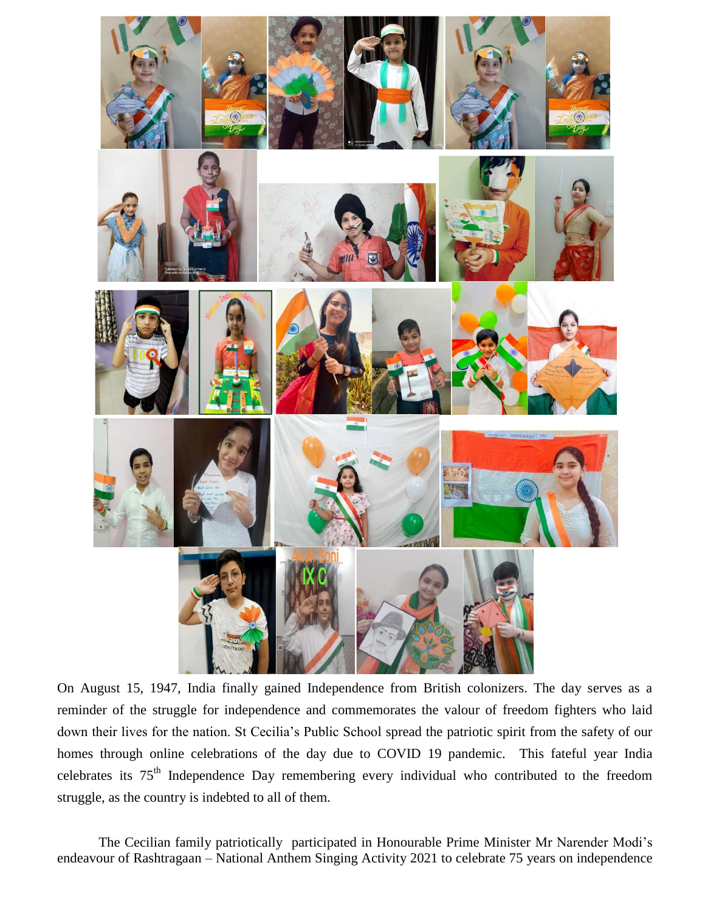On August 15, 1947, India finally gained Independence from British colonizers. The day serves as a reminder of the struggle for independence and commemorates the valour of freedom fighters who laid down their lives for the nation. St Cecilia's Public School spread the patriotic spirit from the safety of our homes through online celebrations of the day due to COVID 19 pandemic. This fateful year India celebrates its 75th Independence Day remembering every individual who contributed to the freedom struggle, as the country is indebted to all of them.

The Cecilian family patriotically participated in Honourable Prime Minister Mr Narender Modi's endeavour of Rashtragaan – National Anthem Singing Activity 2021 to celebrate 75 years on independence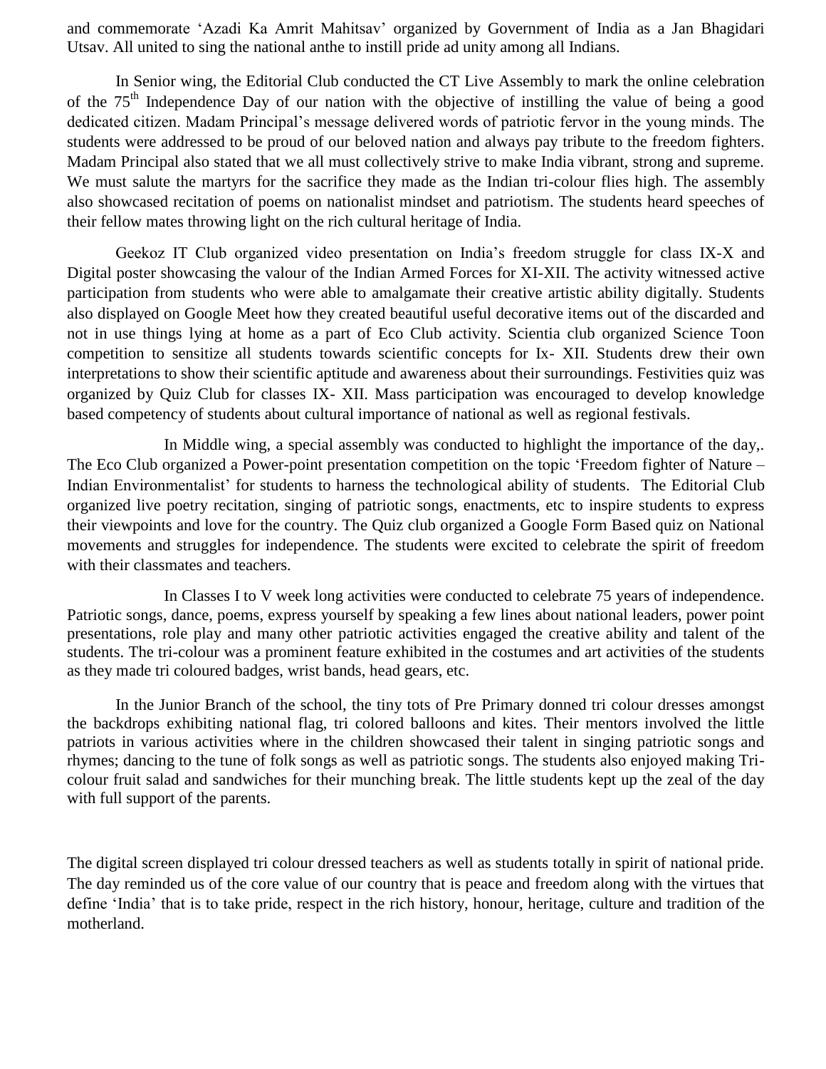and commemorate 'Azadi Ka Amrit Mahitsav' organized by Government of India as a Jan Bhagidari Utsav. All united to sing the national anthe to instill pride ad unity among all Indians.

In Senior wing, the Editorial Club conducted the CT Live Assembly to mark the online celebration of the 75th Independence Day of our nation with the objective of instilling the value of being a good dedicated citizen. Madam Principal's message delivered words of patriotic fervor in the young minds. The students were addressed to be proud of our beloved nation and always pay tribute to the freedom fighters. Madam Principal also stated that we all must collectively strive to make India vibrant, strong and supreme. We must salute the martyrs for the sacrifice they made as the Indian tri-colour flies high. The assembly also showcased recitation of poems on nationalist mindset and patriotism. The students heard speeches of their fellow mates throwing light on the rich cultural heritage of India.

Geekoz IT Club organized video presentation on India's freedom struggle for class IX-X and Digital poster showcasing the valour of the Indian Armed Forces for XI-XII. The activity witnessed active participation from students who were able to amalgamate their creative artistic ability digitally. Students also displayed on Google Meet how they created beautiful useful decorative items out of the discarded and not in use things lying at home as a part of Eco Club activity. Scientia club organized Science Toon competition to sensitize all students towards scientific concepts for Ix- XII. Students drew their own interpretations to show their scientific aptitude and awareness about their surroundings. Festivities quiz was organized by Quiz Club for classes IX- XII. Mass participation was encouraged to develop knowledge based competency of students about cultural importance of national as well as regional festivals.

In Middle wing, a special assembly was conducted to highlight the importance of the day,. The Eco Club organized a Power-point presentation competition on the topic 'Freedom fighter of Nature – Indian Environmentalist' for students to harness the technological ability of students. The Editorial Club organized live poetry recitation, singing of patriotic songs, enactments, etc to inspire students to express their viewpoints and love for the country. The Quiz club organized a Google Form Based quiz on National movements and struggles for independence. The students were excited to celebrate the spirit of freedom with their classmates and teachers.

In Classes I to V week long activities were conducted to celebrate 75 years of independence. Patriotic songs, dance, poems, express yourself by speaking a few lines about national leaders, power point presentations, role play and many other patriotic activities engaged the creative ability and talent of the students. The tri-colour was a prominent feature exhibited in the costumes and art activities of the students as they made tri coloured badges, wrist bands, head gears, etc.

In the Junior Branch of the school, the tiny tots of Pre Primary donned tri colour dresses amongst the backdrops exhibiting national flag, tri colored balloons and kites. Their mentors involved the little patriots in various activities where in the children showcased their talent in singing patriotic songs and rhymes; dancing to the tune of folk songs as well as patriotic songs. The students also enjoyed making Tri-colour fruit salad and sandwiches for their munching break. The little students kept up the zeal of the day with full support of the parents.

The digital screen displayed tri colour dressed teachers as well as students totally in spirit of national pride. The day reminded us of the core value of our country that is peace and freedom along with the virtues that define 'India' that is to take pride, respect in the rich history, honour, heritage, culture and tradition of the motherland.